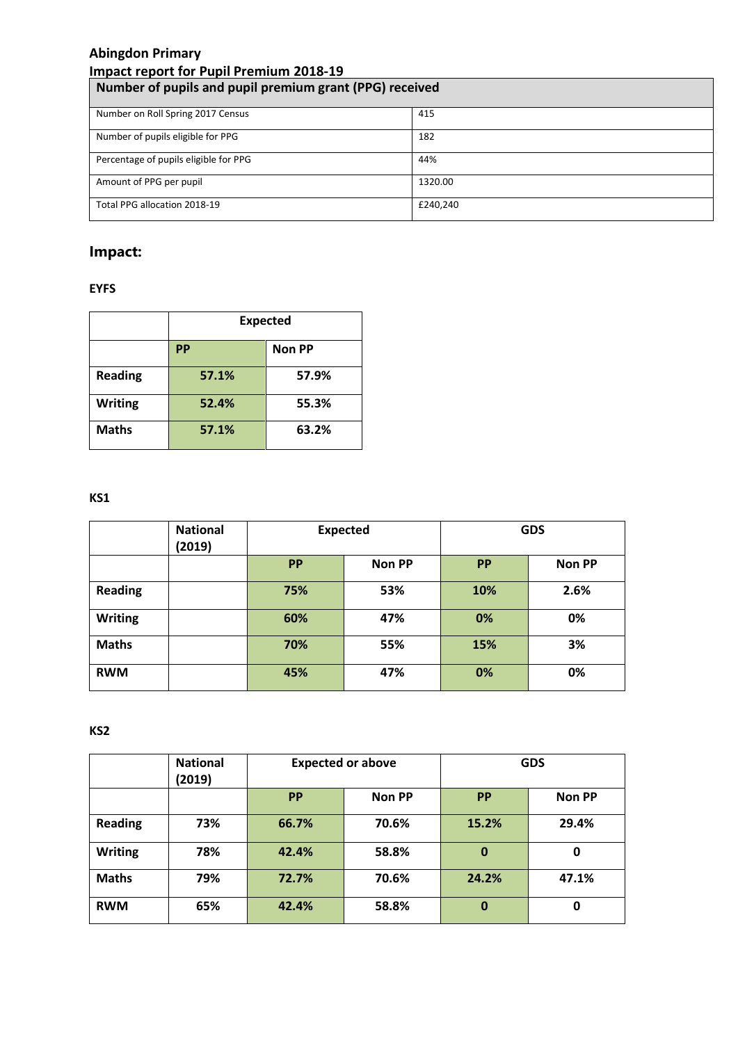## Abingdon Primary

## Impact report for Pupil Premium 2018-19

| Number of pupils and pupil premium grant (PPG) received | |
|---|---|
| Number on Roll Spring 2017 Census | 415 |
| Number of pupils eligible for PPG | 182 |
| Percentage of pupils eligible for PPG | 44% |
| Amount of PPG per pupil | 1320.00 |
| Total PPG allocation 2018-19 | £240,240 |

## Impact:

### EYFS

| | Expected | |
|---|---|---|
| | **PP** | **Non PP** |
| **Reading** | **57.1%** | **57.9%** |
| **Writing** | **52.4%** | **55.3%** |
| **Maths** | **57.1%** | **63.2%** |

### KS1

| | National (2019) | Expected | | GDS | |
|---|---|---|---|---|---|
| | | **PP** | **Non PP** | **PP** | **Non PP** |
| **Reading** | | **75%** | **53%** | **10%** | **2.6%** |
| **Writing** | | **60%** | **47%** | **0%** | **0%** |
| **Maths** | | **70%** | **55%** | **15%** | **3%** |
| **RWM** | | **45%** | **47%** | **0%** | **0%** |

### KS2

| | National (2019) | Expected or above | | GDS | |
|---|---|---|---|---|---|
| | | **PP** | **Non PP** | **PP** | **Non PP** |
| **Reading** | **73%** | **66.7%** | **70.6%** | **15.2%** | **29.4%** |
| **Writing** | **78%** | **42.4%** | **58.8%** | **0** | **0** |
| **Maths** | **79%** | **72.7%** | **70.6%** | **24.2%** | **47.1%** |
| **RWM** | **65%** | **42.4%** | **58.8%** | **0** | **0** |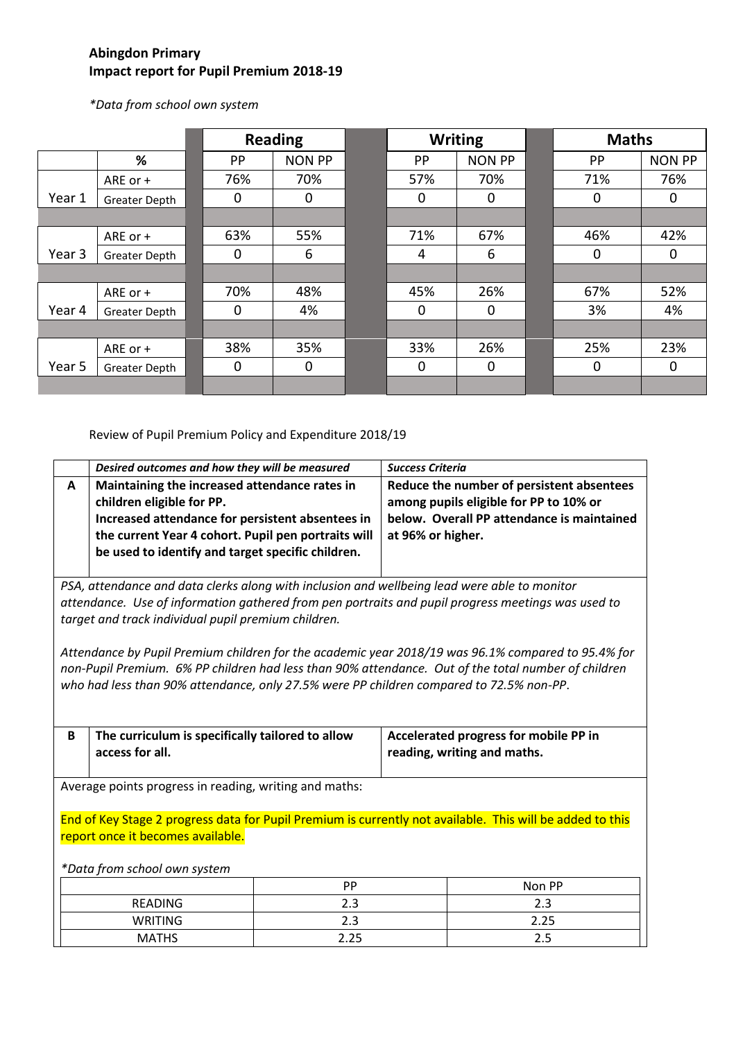**Abingdon Primary**
**Impact report for Pupil Premium 2018-19**

*\*Data from school own system*

| | % | Reading PP | Reading NON PP | Writing PP | Writing NON PP | Maths PP | Maths NON PP |
|---|---|---|---|---|---|---|---|
| Year 1 | ARE or + | 76% | 70% | 57% | 70% | 71% | 76% |
| | Greater Depth | 0 | 0 | 0 | 0 | 0 | 0 |
| Year 3 | ARE or + | 63% | 55% | 71% | 67% | 46% | 42% |
| | Greater Depth | 0 | 6 | 4 | 6 | 0 | 0 |
| Year 4 | ARE or + | 70% | 48% | 45% | 26% | 67% | 52% |
| | Greater Depth | 0 | 4% | 0 | 0 | 3% | 4% |
| Year 5 | ARE or + | 38% | 35% | 33% | 26% | 25% | 23% |
| | Greater Depth | 0 | 0 | 0 | 0 | 0 | 0 |

Review of Pupil Premium Policy and Expenditure 2018/19

| | *Desired outcomes and how they will be measured* | *Success Criteria* |
|---|---|---|
| **A** | **Maintaining the increased attendance rates in children eligible for PP. Increased attendance for persistent absentees in the current Year 4 cohort. Pupil pen portraits will be used to identify and target specific children.** | **Reduce the number of persistent absentees among pupils eligible for PP to 10% or below. Overall PP attendance is maintained at 96% or higher.** |

*PSA, attendance and data clerks along with inclusion and wellbeing lead were able to monitor attendance. Use of information gathered from pen portraits and pupil progress meetings was used to target and track individual pupil premium children.*

*Attendance by Pupil Premium children for the academic year 2018/19 was 96.1% compared to 95.4% for non-Pupil Premium. 6% PP children had less than 90% attendance. Out of the total number of children who had less than 90% attendance, only 27.5% were PP children compared to 72.5% non-PP.*

| | | |
|---|---|---|
| **B** | **The curriculum is specifically tailored to allow access for all.** | **Accelerated progress for mobile PP in reading, writing and maths.** |

Average points progress in reading, writing and maths:

End of Key Stage 2 progress data for Pupil Premium is currently not available. This will be added to this report once it becomes available.

*\*Data from school own system*

| | PP | Non PP |
|---|---|---|
| READING | 2.3 | 2.3 |
| WRITING | 2.3 | 2.25 |
| MATHS | 2.25 | 2.5 |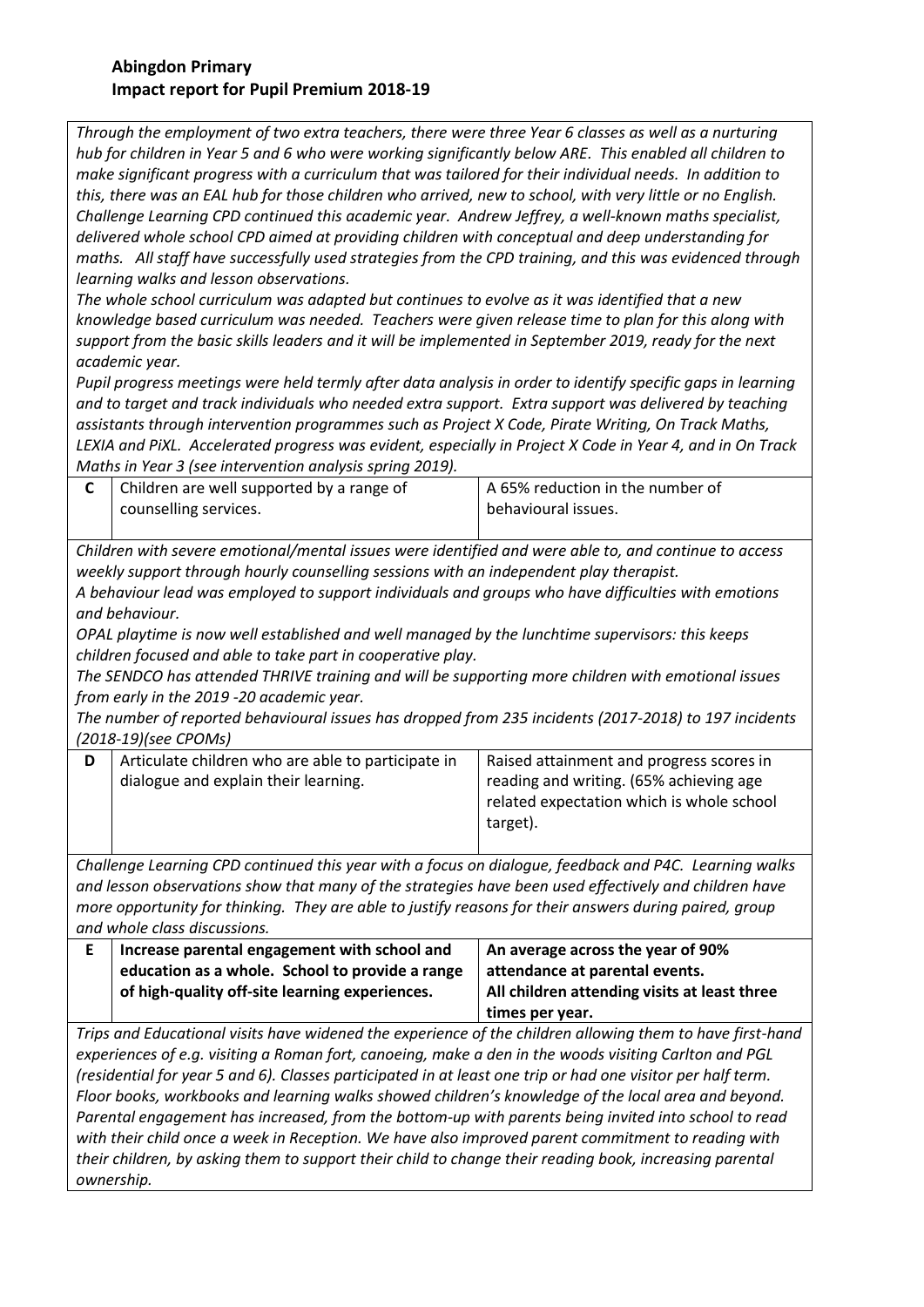**Abingdon Primary**
**Impact report for Pupil Premium 2018-19**

*Through the employment of two extra teachers, there were three Year 6 classes as well as a nurturing hub for children in Year 5 and 6 who were working significantly below ARE. This enabled all children to make significant progress with a curriculum that was tailored for their individual needs. In addition to this, there was an EAL hub for those children who arrived, new to school, with very little or no English. Challenge Learning CPD continued this academic year. Andrew Jeffrey, a well-known maths specialist, delivered whole school CPD aimed at providing children with conceptual and deep understanding for maths. All staff have successfully used strategies from the CPD training, and this was evidenced through learning walks and lesson observations.*

*The whole school curriculum was adapted but continues to evolve as it was identified that a new knowledge based curriculum was needed. Teachers were given release time to plan for this along with support from the basic skills leaders and it will be implemented in September 2019, ready for the next academic year.*

*Pupil progress meetings were held termly after data analysis in order to identify specific gaps in learning and to target and track individuals who needed extra support. Extra support was delivered by teaching assistants through intervention programmes such as Project X Code, Pirate Writing, On Track Maths, LEXIA and PiXL. Accelerated progress was evident, especially in Project X Code in Year 4, and in On Track Maths in Year 3 (see intervention analysis spring 2019).*

| | | |
|---|---|---|
| **C** | Children are well supported by a range of counselling services. | A 65% reduction in the number of behavioural issues. |

*Children with severe emotional/mental issues were identified and were able to, and continue to access weekly support through hourly counselling sessions with an independent play therapist.*

*A behaviour lead was employed to support individuals and groups who have difficulties with emotions and behaviour.*

*OPAL playtime is now well established and well managed by the lunchtime supervisors: this keeps children focused and able to take part in cooperative play.*

*The SENDCO has attended THRIVE training and will be supporting more children with emotional issues from early in the 2019 -20 academic year.*

*The number of reported behavioural issues has dropped from 235 incidents (2017-2018) to 197 incidents (2018-19)(see CPOMs)*

| | | |
|---|---|---|
| **D** | Articulate children who are able to participate in dialogue and explain their learning. | Raised attainment and progress scores in reading and writing. (65% achieving age related expectation which is whole school target). |

*Challenge Learning CPD continued this year with a focus on dialogue, feedback and P4C. Learning walks and lesson observations show that many of the strategies have been used effectively and children have more opportunity for thinking. They are able to justify reasons for their answers during paired, group and whole class discussions.*

| | | |
|---|---|---|
| **E** | **Increase parental engagement with school and education as a whole. School to provide a range of high-quality off-site learning experiences.** | **An average across the year of 90% attendance at parental events. All children attending visits at least three times per year.** |

*Trips and Educational visits have widened the experience of the children allowing them to have first-hand experiences of e.g. visiting a Roman fort, canoeing, make a den in the woods visiting Carlton and PGL (residential for year 5 and 6). Classes participated in at least one trip or had one visitor per half term. Floor books, workbooks and learning walks showed children's knowledge of the local area and beyond. Parental engagement has increased, from the bottom-up with parents being invited into school to read with their child once a week in Reception. We have also improved parent commitment to reading with their children, by asking them to support their child to change their reading book, increasing parental ownership.*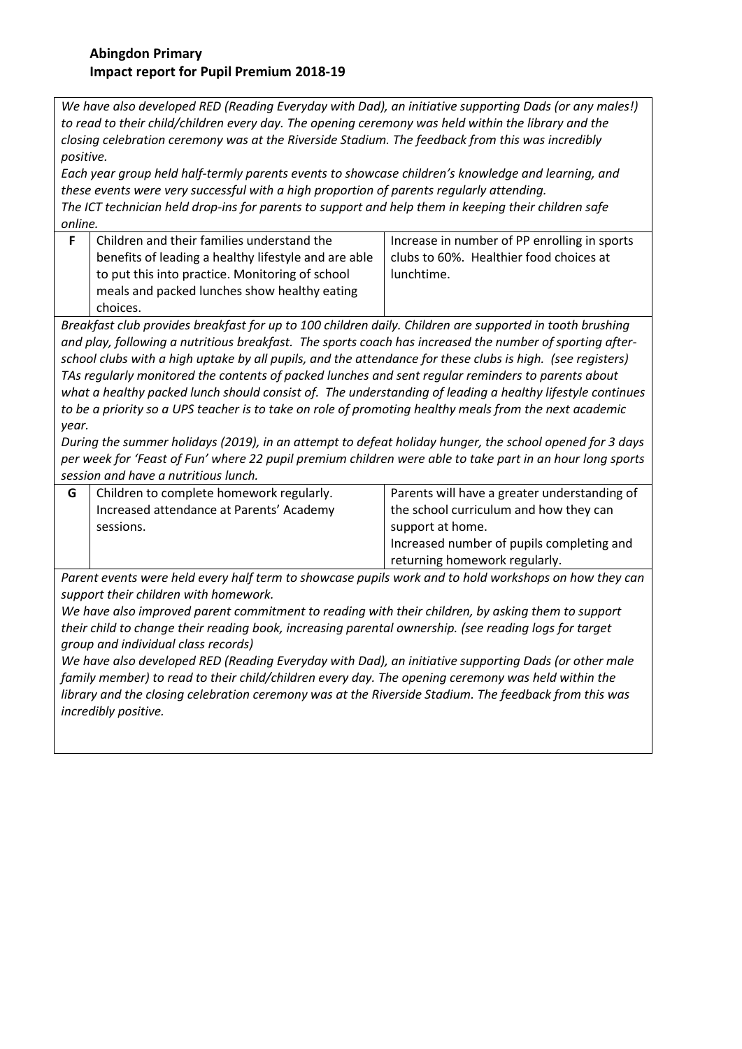**Abingdon Primary**
**Impact report for Pupil Premium 2018-19**

*We have also developed RED (Reading Everyday with Dad), an initiative supporting Dads (or any males!) to read to their child/children every day. The opening ceremony was held within the library and the closing celebration ceremony was at the Riverside Stadium. The feedback from this was incredibly positive.*
*Each year group held half-termly parents events to showcase children's knowledge and learning, and these events were very successful with a high proportion of parents regularly attending.*
*The ICT technician held drop-ins for parents to support and help them in keeping their children safe online.*

| | | |
|---|---|---|
| F | Children and their families understand the benefits of leading a healthy lifestyle and are able to put this into practice. Monitoring of school meals and packed lunches show healthy eating choices. | Increase in number of PP enrolling in sports clubs to 60%. Healthier food choices at lunchtime. |

*Breakfast club provides breakfast for up to 100 children daily. Children are supported in tooth brushing and play, following a nutritious breakfast. The sports coach has increased the number of sporting after-school clubs with a high uptake by all pupils, and the attendance for these clubs is high. (see registers)*
*TAs regularly monitored the contents of packed lunches and sent regular reminders to parents about what a healthy packed lunch should consist of. The understanding of leading a healthy lifestyle continues to be a priority so a UPS teacher is to take on role of promoting healthy meals from the next academic year.*
*During the summer holidays (2019), in an attempt to defeat holiday hunger, the school opened for 3 days per week for 'Feast of Fun' where 22 pupil premium children were able to take part in an hour long sports session and have a nutritious lunch.*

| | | |
|---|---|---|
| G | Children to complete homework regularly. Increased attendance at Parents' Academy sessions. | Parents will have a greater understanding of the school curriculum and how they can support at home. Increased number of pupils completing and returning homework regularly. |

*Parent events were held every half term to showcase pupils work and to hold workshops on how they can support their children with homework.*
*We have also improved parent commitment to reading with their children, by asking them to support their child to change their reading book, increasing parental ownership. (see reading logs for target group and individual class records)*
*We have also developed RED (Reading Everyday with Dad), an initiative supporting Dads (or other male family member) to read to their child/children every day. The opening ceremony was held within the library and the closing celebration ceremony was at the Riverside Stadium. The feedback from this was incredibly positive.*